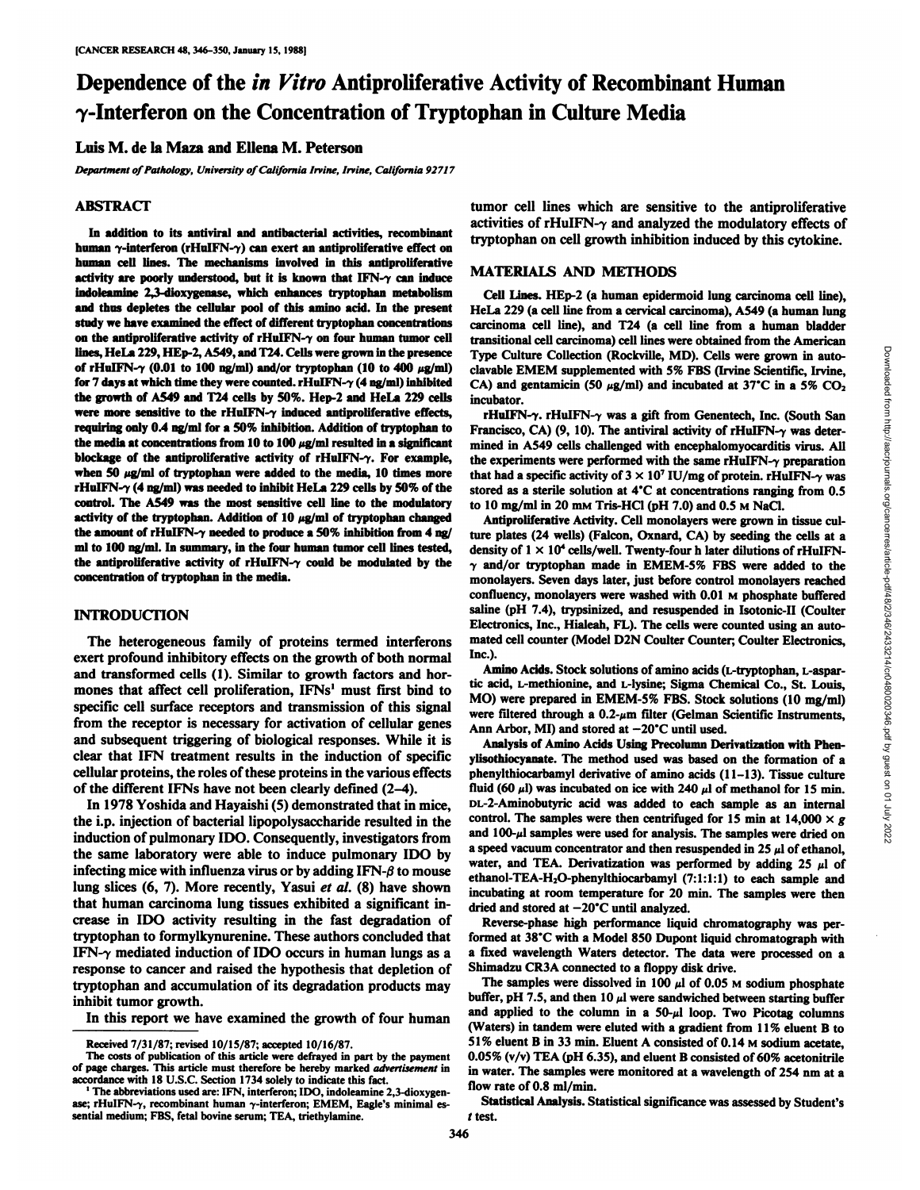# Dependence of the *in Vitro* Antiproliferative Activity of Recombinant Human $\gamma$-Interferon on the Concentration of Tryptophan in Culture Media

**Luis M. de la Maza and Ellena M. Peterson**

*Department of Pathology, University of California Irvine, Irvine, California 92717*

## ABSTRACT

In addition to its antiviral and antibacterial activities, recombinant human $\gamma$-interferon (rHuIFN-$\gamma$) can exert an antiproliferative effect on human cell lines. The mechanisms involved in this antiproliferative activity are poorly understood, but it is known that IFN-$\gamma$ can induce indoleamine 2,3-dioxygenase, which enhances tryptophan metabolism and thus depletes the cellular pool of this amino acid. In the present study we have examined the effect of different tryptophan concentrations on the antiproliferative activity of rHuIFN-$\gamma$ on four human tumor cell lines, HeLa 229, HEp-2, A549, and T24. Cells were grown in the presence of rHuIFN-$\gamma$ (0.01 to 100 ng/ml) and/or tryptophan (10 to 400 $\mu$g/ml) for 7 days at which time they were counted. rHuIFN-$\gamma$ (4 ng/ml) inhibited the growth of A549 and T24 cells by 50%. Hep-2 and HeLa 229 cells were more sensitive to the rHuIFN-$\gamma$ induced antiproliferative effects, requiring only 0.4 ng/ml for a 50% inhibition. Addition of tryptophan to the media at concentrations from 10 to 100 $\mu$g/ml resulted in a significant blockage of the antiproliferative activity of rHuIFN-$\gamma$. For example, when 50 $\mu$g/ml of tryptophan were added to the media, 10 times more rHuIFN-$\gamma$ (4 ng/ml) was needed to inhibit HeLa 229 cells by 50% of the control. The A549 was the most sensitive cell line to the modulatory activity of the tryptophan. Addition of 10 $\mu$g/ml of tryptophan changed the amount of rHuIFN-$\gamma$ needed to produce a 50% inhibition from 4 ng/ml to 100 ng/ml. In summary, in the four human tumor cell lines tested, the antiproliferative activity of rHuIFN-$\gamma$ could be modulated by the concentration of tryptophan in the media.

## INTRODUCTION

The heterogeneous family of proteins termed interferons exert profound inhibitory effects on the growth of both normal and transformed cells (1). Similar to growth factors and hormones that affect cell proliferation, IFNs[1] must first bind to specific cell surface receptors and transmission of this signal from the receptor is necessary for activation of cellular genes and subsequent triggering of biological responses. While it is clear that IFN treatment results in the induction of specific cellular proteins, the roles of these proteins in the various effects of the different IFNs have not been clearly defined (2–4).

In 1978 Yoshida and Hayaishi (5) demonstrated that in mice, the i.p. injection of bacterial lipopolysaccharide resulted in the induction of pulmonary IDO. Consequently, investigators from the same laboratory were able to induce pulmonary IDO by infecting mice with influenza virus or by adding IFN-$\beta$ to mouse lung slices (6, 7). More recently, Yasui *et al.* (8) have shown that human carcinoma lung tissues exhibited a significant increase in IDO activity resulting in the fast degradation of tryptophan to formylkynurenine. These authors concluded that IFN-$\gamma$ mediated induction of IDO occurs in human lungs as a response to cancer and raised the hypothesis that depletion of tryptophan and accumulation of its degradation products may inhibit tumor growth.

In this report we have examined the growth of four human tumor cell lines which are sensitive to the antiproliferative activities of rHuIFN-$\gamma$ and analyzed the modulatory effects of tryptophan on cell growth inhibition induced by this cytokine.

## MATERIALS AND METHODS

**Cell Lines.** HEp-2 (a human epidermoid lung carcinoma cell line), HeLa 229 (a cell line from a cervical carcinoma), A549 (a human lung carcinoma cell line), and T24 (a cell line from a human bladder transitional cell carcinoma) cell lines were obtained from the American Type Culture Collection (Rockville, MD). Cells were grown in autoclavable EMEM supplemented with 5% FBS (Irvine Scientific, Irvine, CA) and gentamicin (50 $\mu$g/ml) and incubated at 37°C in a 5% $CO_2$ incubator.

**rHuIFN-$\gamma$.** rHuIFN-$\gamma$ was a gift from Genentech, Inc. (South San Francisco, CA) (9, 10). The antiviral activity of rHuIFN-$\gamma$ was determined in A549 cells challenged with encephalomyocarditis virus. All the experiments were performed with the same rHuIFN-$\gamma$ preparation that had a specific activity of $3 \times 10^7$ IU/mg of protein. rHuIFN-$\gamma$ was stored as a sterile solution at 4°C at concentrations ranging from 0.5 to 10 mg/ml in 20 mM Tris-HCl (pH 7.0) and 0.5 M NaCl.

**Antiproliferative Activity.** Cell monolayers were grown in tissue culture plates (24 wells) (Falcon, Oxnard, CA) by seeding the cells at a density of $1 \times 10^4$ cells/well. Twenty-four h later dilutions of rHuIFN-$\gamma$ and/or tryptophan made in EMEM-5% FBS were added to the monolayers. Seven days later, just before control monolayers reached confluency, monolayers were washed with 0.01 M phosphate buffered saline (pH 7.4), trypsinized, and resuspended in Isotonic-II (Coulter Electronics, Inc., Hialeah, FL). The cells were counted using an automated cell counter (Model D2N Coulter Counter; Coulter Electronics, Inc.).

**Amino Acids.** Stock solutions of amino acids (L-tryptophan, L-aspartic acid, L-methionine, and L-lysine; Sigma Chemical Co., St. Louis, MO) were prepared in EMEM-5% FBS. Stock solutions (10 mg/ml) were filtered through a 0.2-$\mu$m filter (Gelman Scientific Instruments, Ann Arbor, MI) and stored at −20°C until used.

**Analysis of Amino Acids Using Precolumn Derivatization with Phenylisothiocyanate.** The method used was based on the formation of a phenylthiocarbamyl derivative of amino acids (11–13). Tissue culture fluid (60 $\mu$l) was incubated on ice with 240 $\mu$l of methanol for 15 min. DL-2-Aminobutyric acid was added to each sample as an internal control. The samples were then centrifuged for 15 min at 14,000 × *g* and 100-$\mu$l samples were used for analysis. The samples were dried on a speed vacuum concentrator and then resuspended in 25 $\mu$l of ethanol, water, and TEA. Derivatization was performed by adding 25 $\mu$l of ethanol-TEA-$H_2O$-phenylthiocarbamyl (7:1:1:1) to each sample and incubating at room temperature for 20 min. The samples were then dried and stored at −20°C until analyzed.

Reverse-phase high performance liquid chromatography was performed at 38°C with a Model 850 Dupont liquid chromatograph with a fixed wavelength Waters detector. The data were processed on a Shimadzu CR3A connected to a floppy disk drive.

The samples were dissolved in 100 $\mu$l of 0.05 M sodium phosphate buffer, pH 7.5, and then 10 $\mu$l were sandwiched between starting buffer and applied to the column in a 50-$\mu$l loop. Two Picotag columns (Waters) in tandem were eluted with a gradient from 11% eluent B to 51% eluent B in 33 min. Eluent A consisted of 0.14 M sodium acetate, 0.05% (v/v) TEA (pH 6.35), and eluent B consisted of 60% acetonitrile in water. The samples were monitored at a wavelength of 254 nm at a flow rate of 0.8 ml/min.

**Statistical Analysis.** Statistical significance was assessed by Student's *t* test.

---

Received 7/31/87; revised 10/15/87; accepted 10/16/87.

The costs of publication of this article were defrayed in part by the payment of page charges. This article must therefore be hereby marked *advertisement* in accordance with 18 U.S.C. Section 1734 solely to indicate this fact.

[1] The abbreviations used are: IFN, interferon; IDO, indoleamine 2,3-dioxygenase; rHuIFN-$\gamma$, recombinant human $\gamma$-interferon; EMEM, Eagle's minimal essential medium; FBS, fetal bovine serum; TEA, triethylamine.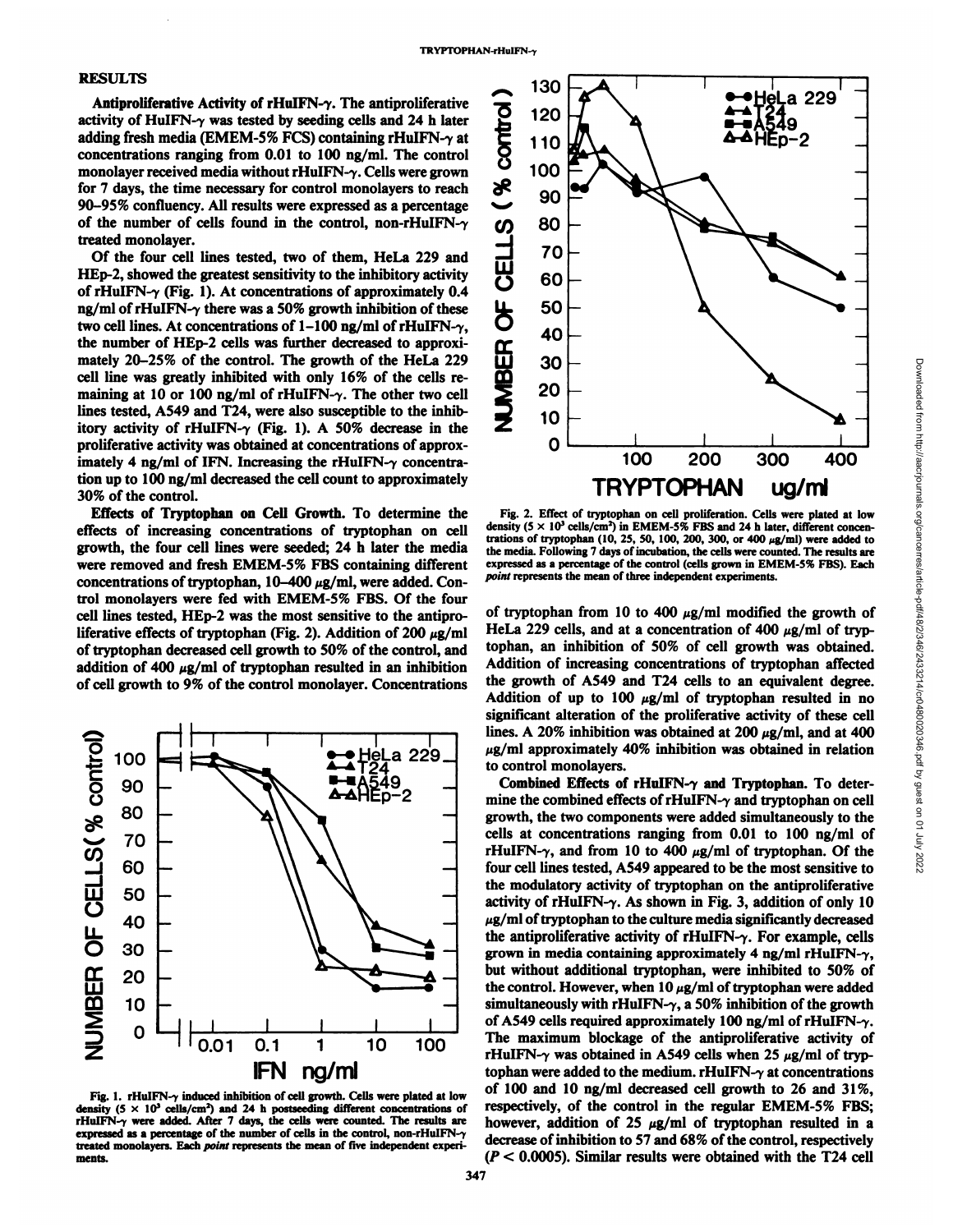## RESULTS

**Antiproliferative Activity of rHuIFN-γ.** The antiproliferative activity of HuIFN-γ was tested by seeding cells and 24 h later adding fresh media (EMEM-5% FCS) containing rHuIFN-γ at concentrations ranging from 0.01 to 100 ng/ml. The control monolayer received media without rHuIFN-γ. Cells were grown for 7 days, the time necessary for control monolayers to reach 90–95% confluency. All results were expressed as a percentage of the number of cells found in the control, non-rHuIFN-γ treated monolayer.

Of the four cell lines tested, two of them, HeLa 229 and HEp-2, showed the greatest sensitivity to the inhibitory activity of rHuIFN-γ (Fig. 1). At concentrations of approximately 0.4 ng/ml of rHuIFN-γ there was a 50% growth inhibition of these two cell lines. At concentrations of 1–100 ng/ml of rHuIFN-γ, the number of HEp-2 cells was further decreased to approximately 20–25% of the control. The growth of the HeLa 229 cell line was greatly inhibited with only 16% of the cells remaining at 10 or 100 ng/ml of rHuIFN-γ. The other two cell lines tested, A549 and T24, were also susceptible to the inhibitory activity of rHuIFN-γ (Fig. 1). A 50% decrease in the proliferative activity was obtained at concentrations of approximately 4 ng/ml of IFN. Increasing the rHuIFN-γ concentration up to 100 ng/ml decreased the cell count to approximately 30% of the control.

**Effects of Tryptophan on Cell Growth.** To determine the effects of increasing concentrations of tryptophan on cell growth, the four cell lines were seeded; 24 h later the media were removed and fresh EMEM-5% FBS containing different concentrations of tryptophan, 10–400 μg/ml, were added. Control monolayers were fed with EMEM-5% FBS. Of the four cell lines tested, HEp-2 was the most sensitive to the antiproliferative effects of tryptophan (Fig. 2). Addition of 200 μg/ml of tryptophan decreased cell growth to 50% of the control, and addition of 400 μg/ml of tryptophan resulted in an inhibition of cell growth to 9% of the control monolayer. Concentrations of tryptophan from 10 to 400 μg/ml modified the growth of HeLa 229 cells, and at a concentration of 400 μg/ml of tryptophan, an inhibition of 50% of cell growth was obtained. Addition of increasing concentrations of tryptophan affected the growth of A549 and T24 cells to an equivalent degree. Addition of up to 100 μg/ml of tryptophan resulted in no significant alteration of the proliferative activity of these cell lines. A 20% inhibition was obtained at 200 μg/ml, and at 400 μg/ml approximately 40% inhibition was obtained in relation to control monolayers.

Fig. 1. rHuIFN-γ induced inhibition of cell growth. Cells were plated at low density ($5 \times 10^3$ cells/cm$^2$) and 24 h postseeding different concentrations of rHuIFN-γ were added. After 7 days, the cells were counted. The results are expressed as a percentage of the number of cells in the control, non-rHuIFN-γ treated monolayers. Each *point* represents the mean of five independent experiments.

Fig. 2. Effect of tryptophan on cell proliferation. Cells were plated at low density ($5 \times 10^3$ cells/cm$^2$) in EMEM-5% FBS and 24 h later, different concentrations of tryptophan (10, 25, 50, 100, 200, 300, or 400 μg/ml) were added to the media. Following 7 days of incubation, the cells were counted. The results are expressed as a percentage of the control (cells grown in EMEM-5% FBS). Each *point* represents the mean of three independent experiments.

**Combined Effects of rHuIFN-γ and Tryptophan.** To determine the combined effects of rHuIFN-γ and tryptophan on cell growth, the two components were added simultaneously to the cells at concentrations ranging from 0.01 to 100 ng/ml of rHuIFN-γ, and from 10 to 400 μg/ml of tryptophan. Of the four cell lines tested, A549 appeared to be the most sensitive to the modulatory activity of tryptophan on the antiproliferative activity of rHuIFN-γ. As shown in Fig. 3, addition of only 10 μg/ml of tryptophan to the culture media significantly decreased the antiproliferative activity of rHuIFN-γ. For example, cells grown in media containing approximately 4 ng/ml rHuIFN-γ, but without additional tryptophan, were inhibited to 50% of the control. However, when 10 μg/ml of tryptophan were added simultaneously with rHuIFN-γ, a 50% inhibition of the growth of A549 cells required approximately 100 ng/ml of rHuIFN-γ. The maximum blockage of the antiproliferative activity of rHuIFN-γ was obtained in A549 cells when 25 μg/ml of tryptophan were added to the medium. rHuIFN-γ at concentrations of 100 and 10 ng/ml decreased cell growth to 26 and 31%, respectively, of the control in the regular EMEM-5% FBS; however, addition of 25 μg/ml of tryptophan resulted in a decrease of inhibition to 57 and 68% of the control, respectively ($P < 0.0005$). Similar results were obtained with the T24 cell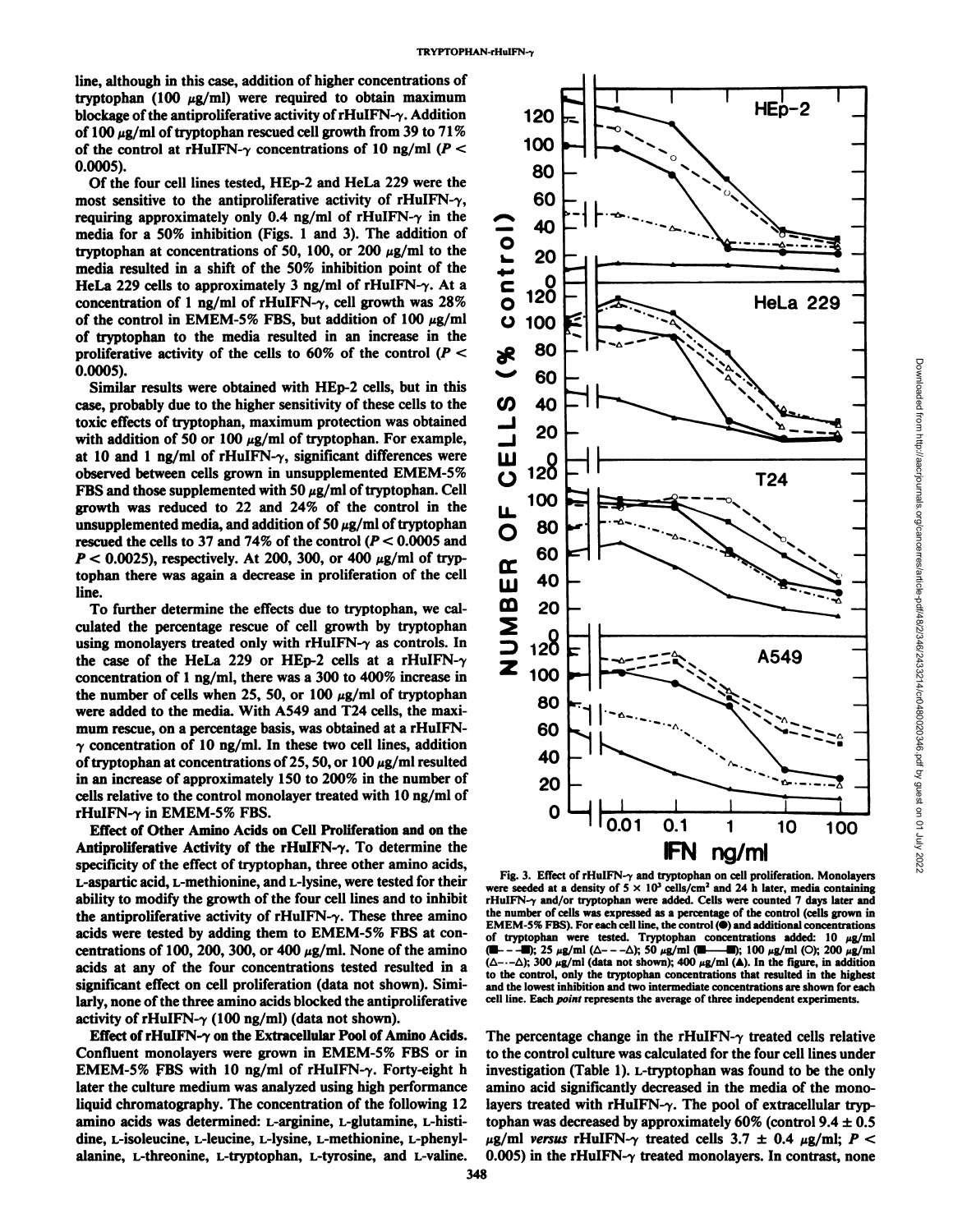line, although in this case, addition of higher concentrations of tryptophan (100 μg/ml) were required to obtain maximum blockage of the antiproliferative activity of rHuIFN-γ. Addition of 100 μg/ml of tryptophan rescued cell growth from 39 to 71% of the control at rHuIFN-γ concentrations of 10 ng/ml ($P < 0.0005$).

Of the four cell lines tested, HEp-2 and HeLa 229 were the most sensitive to the antiproliferative activity of rHuIFN-γ, requiring approximately only 0.4 ng/ml of rHuIFN-γ in the media for a 50% inhibition (Figs. 1 and 3). The addition of tryptophan at concentrations of 50, 100, or 200 μg/ml to the media resulted in a shift of the 50% inhibition point of the HeLa 229 cells to approximately 3 ng/ml of rHuIFN-γ. At a concentration of 1 ng/ml of rHuIFN-γ, cell growth was 28% of the control in EMEM-5% FBS, but addition of 100 μg/ml of tryptophan to the media resulted in an increase in the proliferative activity of the cells to 60% of the control ($P < 0.0005$).

Similar results were obtained with HEp-2 cells, but in this case, probably due to the higher sensitivity of these cells to the toxic effects of tryptophan, maximum protection was obtained with addition of 50 or 100 μg/ml of tryptophan. For example, at 10 and 1 ng/ml of rHuIFN-γ, significant differences were observed between cells grown in unsupplemented EMEM-5% FBS and those supplemented with 50 μg/ml of tryptophan. Cell growth was reduced to 22 and 24% of the control in the unsupplemented media, and addition of 50 μg/ml of tryptophan rescued the cells to 37 and 74% of the control ($P < 0.0005$ and $P < 0.0025$), respectively. At 200, 300, or 400 μg/ml of tryptophan there was again a decrease in proliferation of the cell line.

To further determine the effects due to tryptophan, we calculated the percentage rescue of cell growth by tryptophan using monolayers treated only with rHuIFN-γ as controls. In the case of the HeLa 229 or HEp-2 cells at a rHuIFN-γ concentration of 1 ng/ml, there was a 300 to 400% increase in the number of cells when 25, 50, or 100 μg/ml of tryptophan were added to the media. With A549 and T24 cells, the maximum rescue, on a percentage basis, was obtained at a rHuIFN-γ concentration of 10 ng/ml. In these two cell lines, addition of tryptophan at concentrations of 25, 50, or 100 μg/ml resulted in an increase of approximately 150 to 200% in the number of cells relative to the control monolayer treated with 10 ng/ml of rHuIFN-γ in EMEM-5% FBS.

**Effect of Other Amino Acids on Cell Proliferation and on the Antiproliferative Activity of the rHuIFN-γ.** To determine the specificity of the effect of tryptophan, three other amino acids, L-aspartic acid, L-methionine, and L-lysine, were tested for their ability to modify the growth of the four cell lines and to inhibit the antiproliferative activity of rHuIFN-γ. These three amino acids were tested by adding them to EMEM-5% FBS at concentrations of 100, 200, 300, or 400 μg/ml. None of the amino acids at any of the four concentrations tested resulted in a significant effect on cell proliferation (data not shown). Similarly, none of the three amino acids blocked the antiproliferative activity of rHuIFN-γ (100 ng/ml) (data not shown).

**Effect of rHuIFN-γ on the Extracellular Pool of Amino Acids.** Confluent monolayers were grown in EMEM-5% FBS or in EMEM-5% FBS with 10 ng/ml of rHuIFN-γ. Forty-eight h later the culture medium was analyzed using high performance liquid chromatography. The concentration of the following 12 amino acids was determined: L-arginine, L-glutamine, L-histidine, L-isoleucine, L-leucine, L-lysine, L-methionine, L-phenylalanine, L-threonine, L-tryptophan, L-tyrosine, and L-valine.

Fig. 3. Effect of rHuIFN-γ and tryptophan on cell proliferation. Monolayers were seeded at a density of $5 \times 10^3$ cells/cm² and 24 h later, media containing rHuIFN-γ and/or tryptophan were added. Cells were counted 7 days later and the number of cells was expressed as a percentage of the control (cells grown in EMEM-5% FBS). For each cell line, the control (●) and additional concentrations of tryptophan were tested. Tryptophan concentrations added: 10 μg/ml (■- - -■); 25 μg/ml (△- - -△); 50 μg/ml (■——■); 100 μg/ml (○); 200 μg/ml (△-·-△); 300 μg/ml (data not shown); 400 μg/ml (▲). In the figure, in addition to the control, only the tryptophan concentrations that resulted in the highest and the lowest inhibition and two intermediate concentrations are shown for each cell line. Each *point* represents the average of three independent experiments.

The percentage change in the rHuIFN-γ treated cells relative to the control culture was calculated for the four cell lines under investigation (Table 1). L-tryptophan was found to be the only amino acid significantly decreased in the media of the monolayers treated with rHuIFN-γ. The pool of extracellular tryptophan was decreased by approximately 60% (control 9.4 ± 0.5 μg/ml *versus* rHuIFN-γ treated cells 3.7 ± 0.4 μg/ml; $P < 0.005$) in the rHuIFN-γ treated monolayers. In contrast, none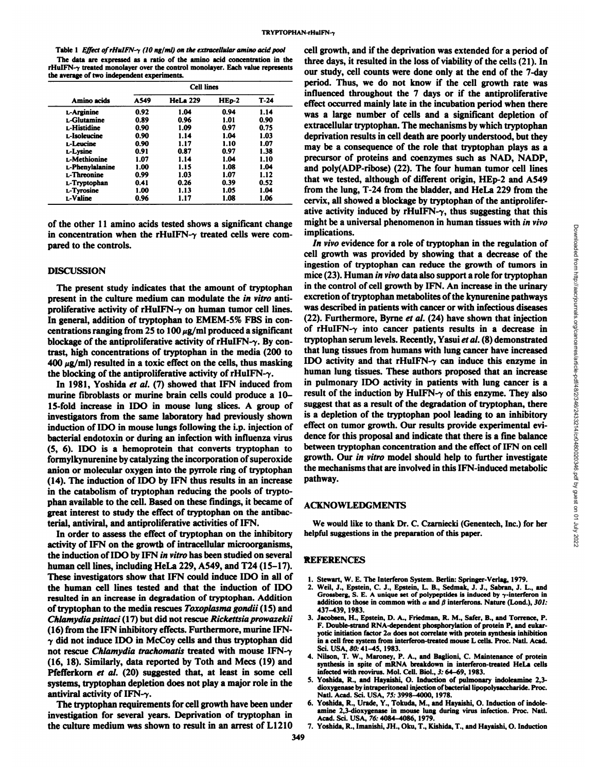Table 1 *Effect of rHuIFN-γ (10 ng/ml) on the extracellular amino acid pool*

The data are expressed as a ratio of the amino acid concentration in the rHuIFN-γ treated monolayer over the control monolayer. Each value represents the average of two independent experiments.

| Amino acids | Cell lines | | | |
|---|---|---|---|---|
| | A549 | HeLa 229 | HEp-2 | T-24 |
| L-Arginine | 0.92 | 1.04 | 0.94 | 1.14 |
| L-Glutamine | 0.89 | 0.96 | 1.01 | 0.90 |
| L-Histidine | 0.90 | 1.09 | 0.97 | 0.75 |
| L-Isoleucine | 0.90 | 1.14 | 1.04 | 1.03 |
| L-Leucine | 0.90 | 1.17 | 1.10 | 1.07 |
| L-Lysine | 0.91 | 0.87 | 0.97 | 1.38 |
| L-Methionine | 1.07 | 1.14 | 1.04 | 1.10 |
| L-Phenylalanine | 1.00 | 1.15 | 1.08 | 1.04 |
| L-Threonine | 0.99 | 1.03 | 1.07 | 1.12 |
| L-Tryptophan | 0.41 | 0.26 | 0.39 | 0.52 |
| L-Tyrosine | 1.00 | 1.13 | 1.05 | 1.04 |
| L-Valine | 0.96 | 1.17 | 1.08 | 1.06 |

of the other 11 amino acids tested shows a significant change in concentration when the rHuIFN-γ treated cells were compared to the controls.

## DISCUSSION

The present study indicates that the amount of tryptophan present in the culture medium can modulate the *in vitro* antiproliferative activity of rHuIFN-γ on human tumor cell lines. In general, addition of tryptophan to EMEM-5% FBS in concentrations ranging from 25 to 100 μg/ml produced a significant blockage of the antiproliferative activity of rHuIFN-γ. By contrast, high concentrations of tryptophan in the media (200 to 400 μg/ml) resulted in a toxic effect on the cells, thus masking the blocking of the antiproliferative activity of rHuIFN-γ.

In 1981, Yoshida *et al.* (7) showed that IFN induced from murine fibroblasts or murine brain cells could produce a 10–15-fold increase in IDO in mouse lung slices. A group of investigators from the same laboratory had previously shown induction of IDO in mouse lungs following the i.p. injection of bacterial endotoxin or during an infection with influenza virus (5, 6). IDO is a hemoprotein that converts tryptophan to formylkynurenine by catalyzing the incorporation of superoxide anion or molecular oxygen into the pyrrole ring of tryptophan (14). The induction of IDO by IFN thus results in an increase in the catabolism of tryptophan reducing the pools of tryptophan available to the cell. Based on these findings, it became of great interest to study the effect of tryptophan on the antibacterial, antiviral, and antiproliferative activities of IFN.

In order to assess the effect of tryptophan on the inhibitory activity of IFN on the growth of intracellular microorganisms, the induction of IDO by IFN *in vitro* has been studied on several human cell lines, including HeLa 229, A549, and T24 (15–17). These investigators show that IFN could induce IDO in all of the human cell lines tested and that the induction of IDO resulted in an increase in degradation of tryptophan. Addition of tryptophan to the media rescues *Toxoplasma gondii* (15) and *Chlamydia psittaci* (17) but did not rescue *Rickettsia prowazekii* (16) from the IFN inhibitory effects. Furthermore, murine IFN-γ did not induce IDO in McCoy cells and thus tryptophan did not rescue *Chlamydia trachomatis* treated with mouse IFN-γ (16, 18). Similarly, data reported by Toth and Mecs (19) and Pfefferkorn *et al.* (20) suggested that, at least in some cell systems, tryptophan depletion does not play a major role in the antiviral activity of IFN-γ.

The tryptophan requirements for cell growth have been under investigation for several years. Deprivation of tryptophan in the culture medium was shown to result in an arrest of L1210 cell growth, and if the deprivation was extended for a period of three days, it resulted in the loss of viability of the cells (21). In our study, cell counts were done only at the end of the 7-day period. Thus, we do not know if the cell growth rate was influenced throughout the 7 days or if the antiproliferative effect occurred mainly late in the incubation period when there was a large number of cells and a significant depletion of extracellular tryptophan. The mechanisms by which tryptophan deprivation results in cell death are poorly understood, but they may be a consequence of the role that tryptophan plays as a precursor of proteins and coenzymes such as NAD, NADP, and poly(ADP-ribose) (22). The four human tumor cell lines that we tested, although of different origin, HEp-2 and A549 from the lung, T-24 from the bladder, and HeLa 229 from the cervix, all showed a blockage by tryptophan of the antiproliferative activity induced by rHuIFN-γ, thus suggesting that this might be a universal phenomenon in human tissues with *in vivo* implications.

*In vivo* evidence for a role of tryptophan in the regulation of cell growth was provided by showing that a decrease of the ingestion of tryptophan can reduce the growth of tumors in mice (23). Human *in vivo* data also support a role for tryptophan in the control of cell growth by IFN. An increase in the urinary excretion of tryptophan metabolites of the kynurenine pathways was described in patients with cancer or with infectious diseases (22). Furthermore, Byrne *et al.* (24) have shown that injection of rHuIFN-γ into cancer patients results in a decrease in tryptophan serum levels. Recently, Yasui *et al.* (8) demonstrated that lung tissues from humans with lung cancer have increased IDO activity and that rHuIFN-γ can induce this enzyme in human lung tissues. These authors proposed that an increase in pulmonary IDO activity in patients with lung cancer is a result of the induction by HuIFN-γ of this enzyme. They also suggest that as a result of the degradation of tryptophan, there is a depletion of the tryptophan pool leading to an inhibitory effect on tumor growth. Our results provide experimental evidence for this proposal and indicate that there is a fine balance between tryptophan concentration and the effect of IFN on cell growth. Our *in vitro* model should help to further investigate the mechanisms that are involved in this IFN-induced metabolic pathway.

## ACKNOWLEDGMENTS

We would like to thank Dr. C. Czarniecki (Genentech, Inc.) for her helpful suggestions in the preparation of this paper.

## REFERENCES

1. Stewart, W. E. The Interferon System. Berlin: Springer-Verlag, 1979.
2. Weil, J., Epstein, C. J., Epstein, L. B., Sedmak, J. J., Sabran, J. L., and Grossberg, S. E. A unique set of polypeptides is induced by γ-interferon in addition to those in common with α and β interferons. Nature (Lond.), *301:* 437–439, 1983.
3. Jacobsen, H., Epstein, D. A., Friedman, R. M., Safer, B., and Torrence, P. F. Double-strand RNA-dependent phosphorylation of protein P, and eukaryotic initiation factor 2α does not correlate with protein synthesis inhibition in a cell free system from interferon-treated mouse L cells. Proc. Natl. Acad. Sci. USA, *80:* 41–45, 1983.
4. Nilson, T. W., Maroney, P. A., and Baglioni, C. Maintenance of protein synthesis in spite of mRNA breakdown in interferon-treated HeLa cells infected with reovirus. Mol. Cell. Biol., *3:* 64–69, 1983.
5. Yoshida, R., and Hayaishi, O. Induction of pulmonary indoleamine 2,3-dioxygenase by intraperitoneal injection of bacterial lipopolysaccharide. Proc. Natl. Acad. Sci. USA, *75:* 3998–4000, 1978.
6. Yoshida, R., Urade, Y., Tokuda, M., and Hayaishi, O. Induction of indoleamine 2,3-dioxygenase in mouse lung during virus infection. Proc. Natl. Acad. Sci. USA, *76:* 4084–4086, 1979.
7. Yoshida, R., Imanishi, JH., Oku, T., Kishida, T., and Hayaishi, O. Induction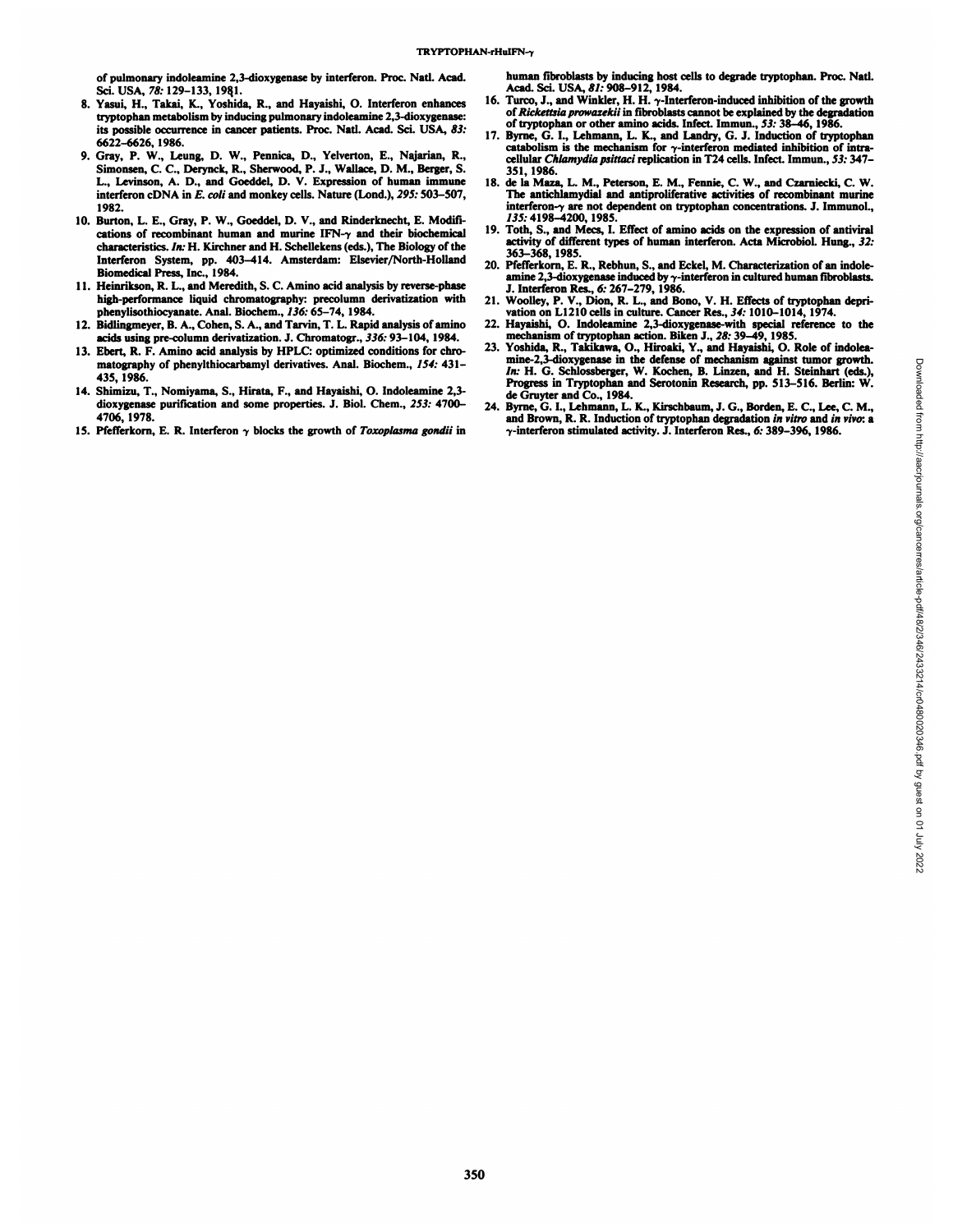of pulmonary indoleamine 2,3-dioxygenase by interferon. Proc. Natl. Acad. Sci. USA, *78:* 129–133, 1981.

8. Yasui, H., Takai, K., Yoshida, R., and Hayaishi, O. Interferon enhances tryptophan metabolism by inducing pulmonary indoleamine 2,3-dioxygenase: its possible occurrence in cancer patients. Proc. Natl. Acad. Sci. USA, *83:* 6622–6626, 1986.
9. Gray, P. W., Leung, D. W., Pennica, D., Yelverton, E., Najarian, R., Simonsen, C. C., Derynck, R., Sherwood, P. J., Wallace, D. M., Berger, S. L., Levinson, A. D., and Goeddel, D. V. Expression of human immune interferon cDNA in *E. coli* and monkey cells. Nature (Lond.), *295:* 503–507, 1982.
10. Burton, L. E., Gray, P. W., Goeddel, D. V., and Rinderknecht, E. Modifications of recombinant human and murine IFN-γ and their biochemical characteristics. *In:* H. Kirchner and H. Schellekens (eds.), The Biology of the Interferon System, pp. 403–414. Amsterdam: Elsevier/North-Holland Biomedical Press, Inc., 1984.
11. Heinrikson, R. L., and Meredith, S. C. Amino acid analysis by reverse-phase high-performance liquid chromatography: precolumn derivatization with phenylisothiocyanate. Anal. Biochem., *136:* 65–74, 1984.
12. Bidlingmeyer, B. A., Cohen, S. A., and Tarvin, T. L. Rapid analysis of amino acids using pre-column derivatization. J. Chromatogr., *336:* 93–104, 1984.
13. Ebert, R. F. Amino acid analysis by HPLC: optimized conditions for chromatography of phenylthiocarbamyl derivatives. Anal. Biochem., *154:* 431–435, 1986.
14. Shimizu, T., Nomiyama, S., Hirata, F., and Hayaishi, O. Indoleamine 2,3-dioxygenase purification and some properties. J. Biol. Chem., *253:* 4700–4706, 1978.
15. Pfefferkorn, E. R. Interferon γ blocks the growth of *Toxoplasma gondii* in human fibroblasts by inducing host cells to degrade tryptophan. Proc. Natl. Acad. Sci. USA, *81:* 908–912, 1984.
16. Turco, J., and Winkler, H. H. γ-Interferon-induced inhibition of the growth of *Rickettsia prowazekii* in fibroblasts cannot be explained by the degradation of tryptophan or other amino acids. Infect. Immun., *53:* 38–46, 1986.
17. Byrne, G. I., Lehmann, L. K., and Landry, G. J. Induction of tryptophan catabolism is the mechanism for γ-interferon mediated inhibition of intracellular *Chlamydia psittaci* replication in T24 cells. Infect. Immun., *53:* 347–351, 1986.
18. de la Maza, L. M., Peterson, E. M., Fennie, C. W., and Czarniecki, C. W. The antichlamydial and antiproliferative activities of recombinant murine interferon-γ are not dependent on tryptophan concentrations. J. Immunol., *135:* 4198–4200, 1985.
19. Toth, S., and Mecs, I. Effect of amino acids on the expression of antiviral activity of different types of human interferon. Acta Microbiol. Hung., *32:* 363–368, 1985.
20. Pfefferkorn, E. R., Rebhun, S., and Eckel, M. Characterization of an indoleamine 2,3-dioxygenase induced by γ-interferon in cultured human fibroblasts. J. Interferon Res., *6:* 267–279, 1986.
21. Woolley, P. V., Dion, R. L., and Bono, V. H. Effects of tryptophan deprivation on L1210 cells in culture. Cancer Res., *34:* 1010–1014, 1974.
22. Hayaishi, O. Indoleamine 2,3-dioxygenase-with special reference to the mechanism of tryptophan action. Biken J., *28:* 39–49, 1985.
23. Yoshida, R., Takikawa, O., Hiroaki, Y., and Hayaishi, O. Role of indoleamine-2,3-dioxygenase in the defense of mechanism against tumor growth. *In:* H. G. Schlossberger, W. Kochen, B. Linzen, and H. Steinhart (eds.), Progress in Tryptophan and Serotonin Research, pp. 513–516. Berlin: W. de Gruyter and Co., 1984.
24. Byrne, G. I., Lehmann, L. K., Kirschbaum, J. G., Borden, E. C., Lee, C. M., and Brown, R. R. Induction of tryptophan degradation *in vitro* and *in vivo*: a γ-interferon stimulated activity. J. Interferon Res., *6:* 389–396, 1986.